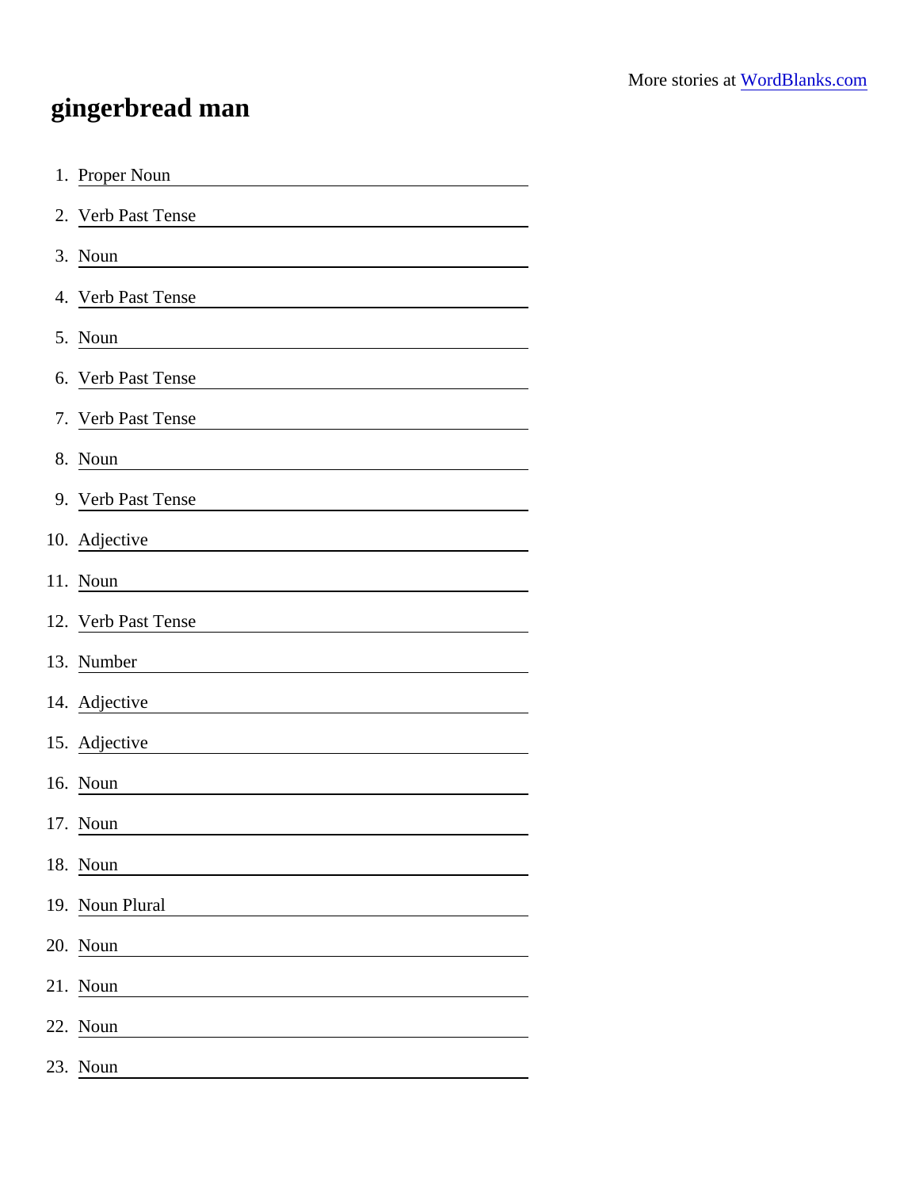More stories at [WordBlanks.com](https://www.wordblanks.com)

# gingerbread man

1. Proper Noun
2. Verb Past Tense
3. Noun
4. Verb Past Tense
5. Noun
6. Verb Past Tense
7. Verb Past Tense
8. Noun
9. Verb Past Tense
10. Adjective
11. Noun
12. Verb Past Tense
13. Number
14. Adjective
15. Adjective
16. Noun
17. Noun
18. Noun
19. Noun Plural
20. Noun
21. Noun
22. Noun
23. Noun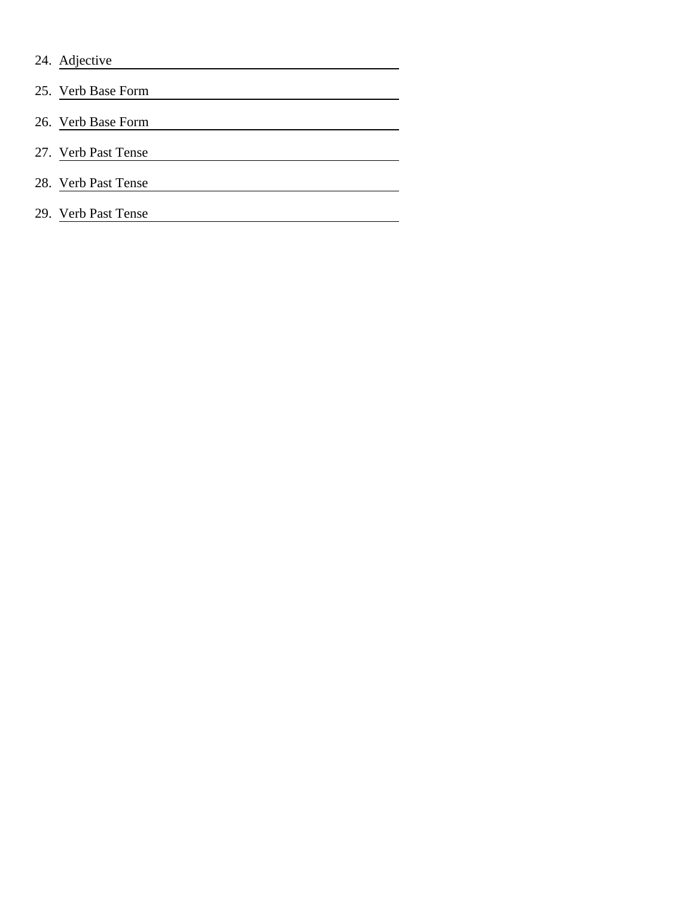24. Adjective ____________________

25. Verb Base Form ____________________

26. Verb Base Form ____________________

27. Verb Past Tense ____________________

28. Verb Past Tense ____________________

29. Verb Past Tense ____________________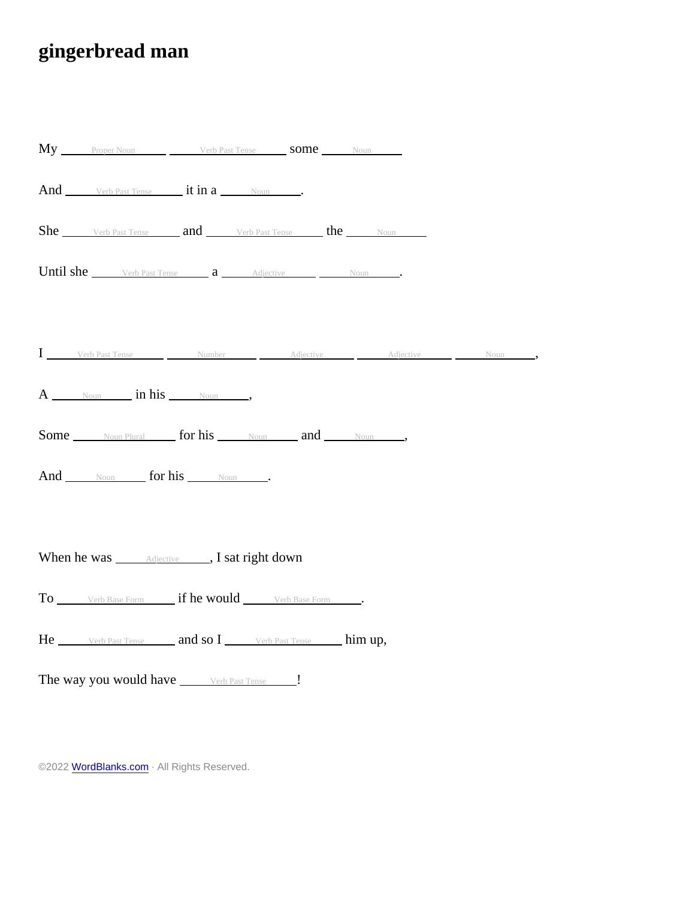# gingerbread man

My ______ Proper Noun ______ ______ Verb Past Tense ______ some ______ Noun ______

And ______ Verb Past Tense ______ it in a ______ Noun ______.

She ______ Verb Past Tense ______ and ______ Verb Past Tense ______ the ______ Noun ______

Until she ______ Verb Past Tense ______ a ______ Adjective ______ ______ Noun ______.

I ______ Verb Past Tense ______ ______ Number ______ ______ Adjective ______ ______ Adjective ______ ______ Noun ______,

A ______ Noun ______ in his ______ Noun ______,

Some ______ Noun Plural ______ for his ______ Noun ______ and ______ Noun ______,

And ______ Noun ______ for his ______ Noun ______.

When he was ______ Adjective ______, I sat right down

To ______ Verb Base Form ______ if he would ______ Verb Base Form ______.

He ______ Verb Past Tense ______ and so I ______ Verb Past Tense ______ him up,

The way you would have ______ Verb Past Tense ______!

©2022 WordBlanks.com · All Rights Reserved.